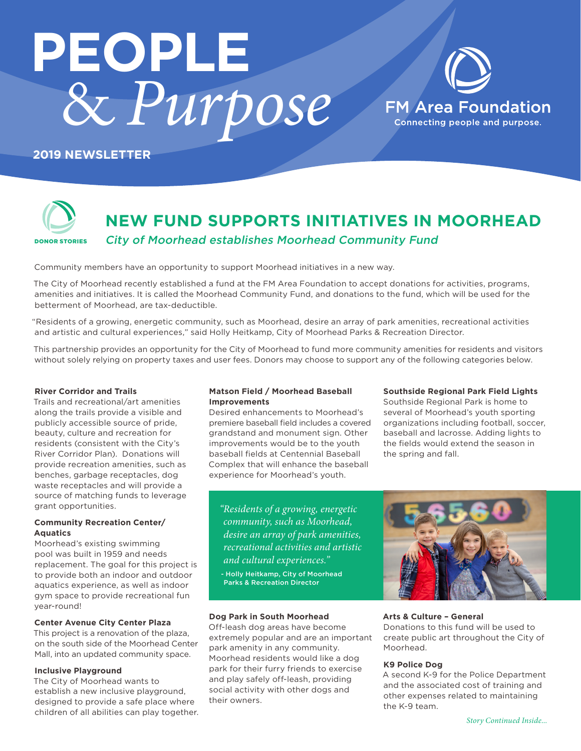# PEOPLE & *Purpose*

**FM Area Foundation**
Connecting people and purpose.

**2019 NEWSLETTER**

DONOR STORIES

## NEW FUND SUPPORTS INITIATIVES IN MOORHEAD

*City of Moorhead establishes Moorhead Community Fund*

Community members have an opportunity to support Moorhead initiatives in a new way.

The City of Moorhead recently established a fund at the FM Area Foundation to accept donations for activities, programs, amenities and initiatives. It is called the Moorhead Community Fund, and donations to the fund, which will be used for the betterment of Moorhead, are tax-deductible.

"Residents of a growing, energetic community, such as Moorhead, desire an array of park amenities, recreational activities and artistic and cultural experiences," said Holly Heitkamp, City of Moorhead Parks & Recreation Director.

This partnership provides an opportunity for the City of Moorhead to fund more community amenities for residents and visitors without solely relying on property taxes and user fees. Donors may choose to support any of the following categories below.

**River Corridor and Trails**
Trails and recreational/art amenities along the trails provide a visible and publicly accessible source of pride, beauty, culture and recreation for residents (consistent with the City's River Corridor Plan). Donations will provide recreation amenities, such as benches, garbage receptacles, dog waste receptacles and will provide a source of matching funds to leverage grant opportunities.

**Community Recreation Center/ Aquatics**
Moorhead's existing swimming pool was built in 1959 and needs replacement. The goal for this project is to provide both an indoor and outdoor aquatics experience, as well as indoor gym space to provide recreational fun year-round!

**Center Avenue City Center Plaza**
This project is a renovation of the plaza, on the south side of the Moorhead Center Mall, into an updated community space.

**Inclusive Playground**
The City of Moorhead wants to establish a new inclusive playground, designed to provide a safe place where children of all abilities can play together.

**Matson Field / Moorhead Baseball Improvements**
Desired enhancements to Moorhead's premiere baseball field includes a covered grandstand and monument sign. Other improvements would be to the youth baseball fields at Centennial Baseball Complex that will enhance the baseball experience for Moorhead's youth.

**Southside Regional Park Field Lights**
Southside Regional Park is home to several of Moorhead's youth sporting organizations including football, soccer, baseball and lacrosse. Adding lights to the fields would extend the season in the spring and fall.

> *"Residents of a growing, energetic community, such as Moorhead, desire an array of park amenities, recreational activities and artistic and cultural experiences."*
>
> **- Holly Heitkamp, City of Moorhead Parks & Recreation Director**

**Dog Park in South Moorhead**
Off-leash dog areas have become extremely popular and are an important park amenity in any community. Moorhead residents would like a dog park for their furry friends to exercise and play safely off-leash, providing social activity with other dogs and their owners.

**Arts & Culture – General**
Donations to this fund will be used to create public art throughout the City of Moorhead.

**K9 Police Dog**
A second K-9 for the Police Department and the associated cost of training and other expenses related to maintaining the K-9 team.

*Story Continued Inside...*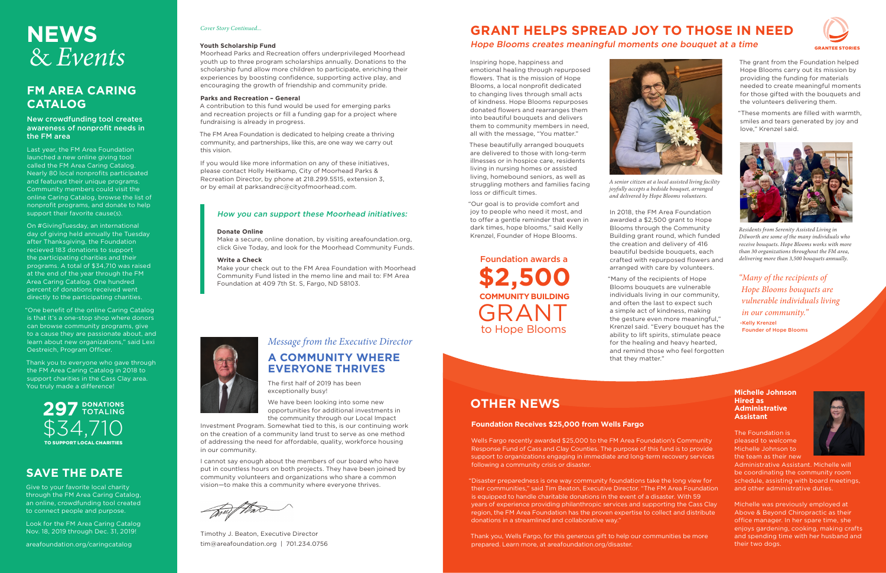# NEWS & Events

## FM AREA CARING CATALOG

### New crowdfunding tool creates awareness of nonprofit needs in the FM area

Last year, the FM Area Foundation launched a new online giving tool called the FM Area Caring Catalog. Nearly 80 local nonprofits participated and featured their unique programs. Community members could visit the online Caring Catalog, browse the list of nonprofit programs, and donate to help support their favorite cause(s).

On #GivingTuesday, an international day of giving held annually the Tuesday after Thanksgiving, the Foundation recieved 183 donations to support the participating charities and their programs. A total of $34,710 was raised at the end of the year through the FM Area Caring Catalog. One hundred percent of donations received went directly to the participating charities.

"One benefit of the online Caring Catalog is that it's a one-stop shop where donors can browse community programs, give to a cause they are passionate about, and learn about new organizations," said Lexi Oestreich, Program Officer.

Thank you to everyone who gave through the FM Area Caring Catalog in 2018 to support charities in the Cass Clay area. You truly made a difference!

**297 DONATIONS TOTALING $34,710 TO SUPPORT LOCAL CHARITIES**

## SAVE THE DATE

Give to your favorite local charity through the FM Area Caring Catalog, an online, crowdfunding tool created to connect people and purpose.

Look for the FM Area Caring Catalog Nov. 18, 2019 through Dec. 31, 2019!

areafoundation.org/caringcatalog

*Cover Story Continued...*

**Youth Scholarship Fund**

Moorhead Parks and Recreation offers underprivileged Moorhead youth up to three program scholarships annually. Donations to the scholarship fund allow more children to participate, enriching their experiences by boosting confidence, supporting active play, and encouraging the growth of friendship and community pride.

**Parks and Recreation – General**

A contribution to this fund would be used for emerging parks and recreation projects or fill a funding gap for a project where fundraising is already in progress.

The FM Area Foundation is dedicated to helping create a thriving community, and partnerships, like this, are one way we carry out this vision.

If you would like more information on any of these initiatives, please contact Holly Heitkamp, City of Moorhead Parks & Recreation Director, by phone at 218.299.5515, extension 3, or by email at parksandrec@cityofmoorhead.com.

### *How you can support these Moorhead initiatives:*

**Donate Online**

Make a secure, online donation, by visiting areafoundation.org, click Give Today, and look for the Moorhead Community Funds.

**Write a Check**

Make your check out to the FM Area Foundation with Moorhead Community Fund listed in the memo line and mail to: FM Area Foundation at 409 7th St. S, Fargo, ND 58103.

*Message from the Executive Director*

## A COMMUNITY WHERE EVERYONE THRIVES

The first half of 2019 has been exceptionally busy!

We have been looking into some new opportunities for additional investments in the community through our Local Impact Investment Program. Somewhat tied to this, is our continuing work on the creation of a community land trust to serve as one method of addressing the need for affordable, quality, workforce housing in our community.

I cannot say enough about the members of our board who have put in countless hours on both projects. They have been joined by community volunteers and organizations who share a common vision—to make this a community where everyone thrives.

Timothy J. Beaton, Executive Director
tim@areafoundation.org | 701.234.0756

# GRANT HELPS SPREAD JOY TO THOSE IN NEED

*Hope Blooms creates meaningful moments one bouquet at a time*

GRANTEE STORIES

Inspiring hope, happiness and emotional healing through repurposed flowers. That is the mission of Hope Blooms, a local nonprofit dedicated to changing lives through small acts of kindness. Hope Blooms repurposes donated flowers and rearranges them into beautiful bouquets and delivers them to community members in need, all with the message, "You matter."

These beautifully arranged bouquets are delivered to those with long-term illnesses or in hospice care, residents living in nursing homes or assisted living, homebound seniors, as well as struggling mothers and families facing loss or difficult times.

"Our goal is to provide comfort and joy to people who need it most, and to offer a gentle reminder that even in dark times, hope blooms," said Kelly Krenzel, Founder of Hope Blooms.

*A senior citizen at a local assisted living facility joyfully accepts a bedside bouquet, arranged and delivered by Hope Blooms volunteers.*

In 2018, the FM Area Foundation awarded a $2,500 grant to Hope Blooms through the Community Building grant round, which funded the creation and delivery of 416 beautiful bedside bouquets, each crafted with repurposed flowers and arranged with care by volunteers.

"Many of the recipients of Hope Blooms bouquets are vulnerable individuals living in our community, and often the last to expect such a simple act of kindness, making the gesture even more meaningful," Krenzel said. "Every bouquet has the ability to lift spirits, stimulate peace for the healing and heavy hearted, and remind those who feel forgotten that they matter."

**Foundation awards a $2,500 COMMUNITY BUILDING GRANT to Hope Blooms**

The grant from the Foundation helped Hope Blooms carry out its mission by providing the funding for materials needed to create meaningful moments for those gifted with the bouquets and the volunteers delivering them.

"These moments are filled with warmth, smiles and tears generated by joy and love," Krenzel said.

*Residents from Serenity Assisted Living in Dilworth are some of the many individuals who receive bouquets. Hope Blooms works with more than 30 organizations throughout the FM area, delivering more than 3,500 bouquets annually.*

*"Many of the recipients of Hope Blooms bouquets are vulnerable individuals living in our community."*
-Kelly Krenzel
Founder of Hope Blooms

## OTHER NEWS

### Foundation Receives $25,000 from Wells Fargo

Wells Fargo recently awarded $25,000 to the FM Area Foundation's Community Response Fund of Cass and Clay Counties. The purpose of this fund is to provide support to organizations engaging in immediate and long-term recovery services following a community crisis or disaster.

"Disaster preparedness is one way community foundations take the long view for their communities," said Tim Beaton, Executive Director. "The FM Area Foundation is equipped to handle charitable donations in the event of a disaster. With 59 years of experience providing philanthropic services and supporting the Cass Clay region, the FM Area Foundation has the proven expertise to collect and distribute donations in a streamlined and collaborative way."

Thank you, Wells Fargo, for this generous gift to help our communities be more prepared. Learn more, at areafoundation.org/disaster.

### Michelle Johnson Hired as Administrative Assistant

The Foundation is pleased to welcome Michelle Johnson to the team as their new Administrative Assistant. Michelle will be coordinating the community room schedule, assisting with board meetings, and other administrative duties.

Michelle was previously employed at Above & Beyond Chiropractic as their office manager. In her spare time, she enjoys gardening, cooking, making crafts and spending time with her husband and their two dogs.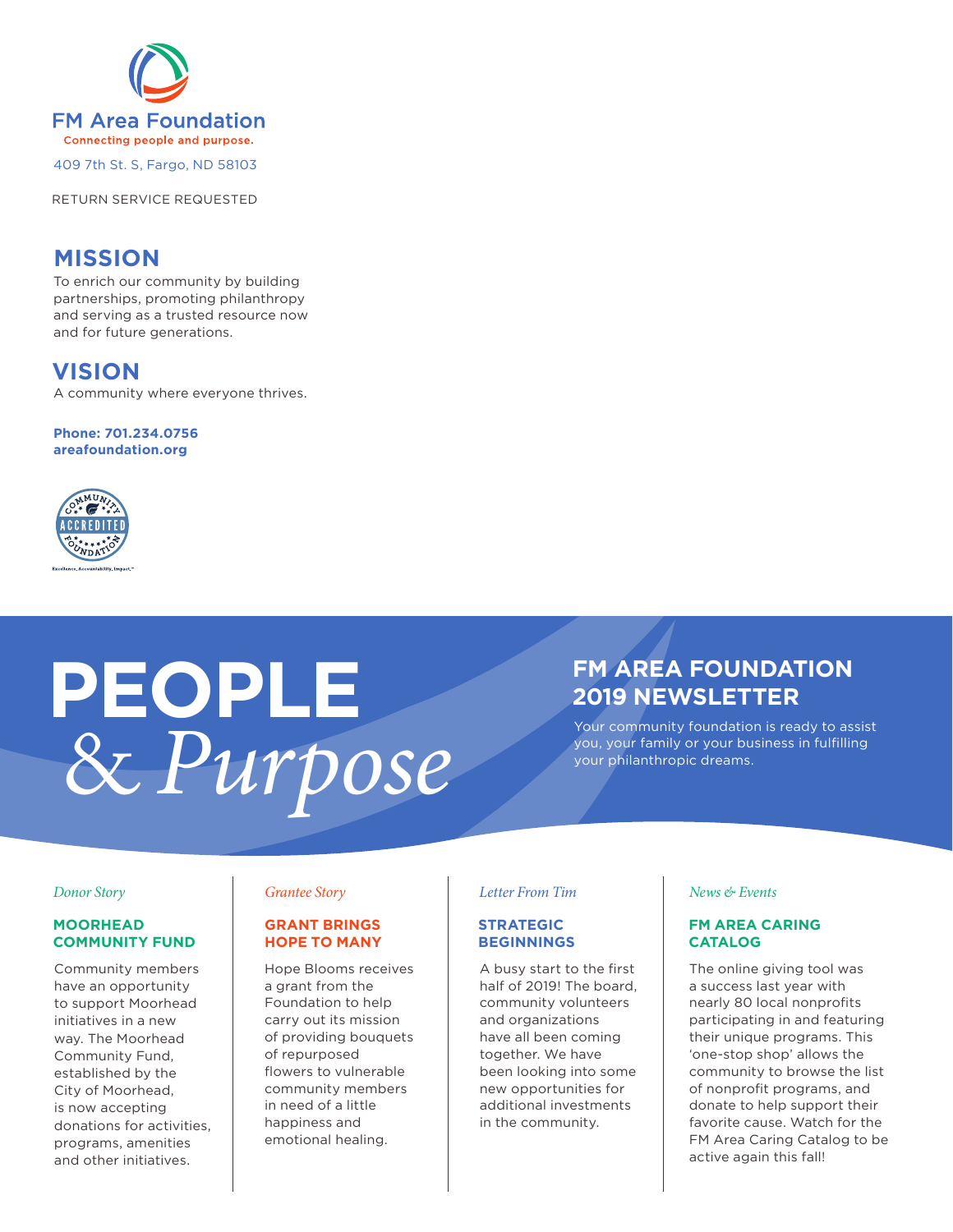FM Area Foundation

Connecting people and purpose.

409 7th St. S, Fargo, ND 58103

RETURN SERVICE REQUESTED

## MISSION

To enrich our community by building partnerships, promoting philanthropy and serving as a trusted resource now and for future generations.

## VISION

A community where everyone thrives.

**Phone: 701.234.0756**
**areafoundation.org**

# PEOPLE *& Purpose*

## FM AREA FOUNDATION 2019 NEWSLETTER

Your community foundation is ready to assist you, your family or your business in fulfilling your philanthropic dreams.

*Donor Story*

### MOORHEAD COMMUNITY FUND

Community members have an opportunity to support Moorhead initiatives in a new way. The Moorhead Community Fund, established by the City of Moorhead, is now accepting donations for activities, programs, amenities and other initiatives.

*Grantee Story*

### GRANT BRINGS HOPE TO MANY

Hope Blooms receives a grant from the Foundation to help carry out its mission of providing bouquets of repurposed flowers to vulnerable community members in need of a little happiness and emotional healing.

*Letter From Tim*

### STRATEGIC BEGINNINGS

A busy start to the first half of 2019! The board, community volunteers and organizations have all been coming together. We have been looking into some new opportunities for additional investments in the community.

*News & Events*

### FM AREA CARING CATALOG

The online giving tool was a success last year with nearly 80 local nonprofits participating in and featuring their unique programs. This 'one-stop shop' allows the community to browse the list of nonprofit programs, and donate to help support their favorite cause. Watch for the FM Area Caring Catalog to be active again this fall!